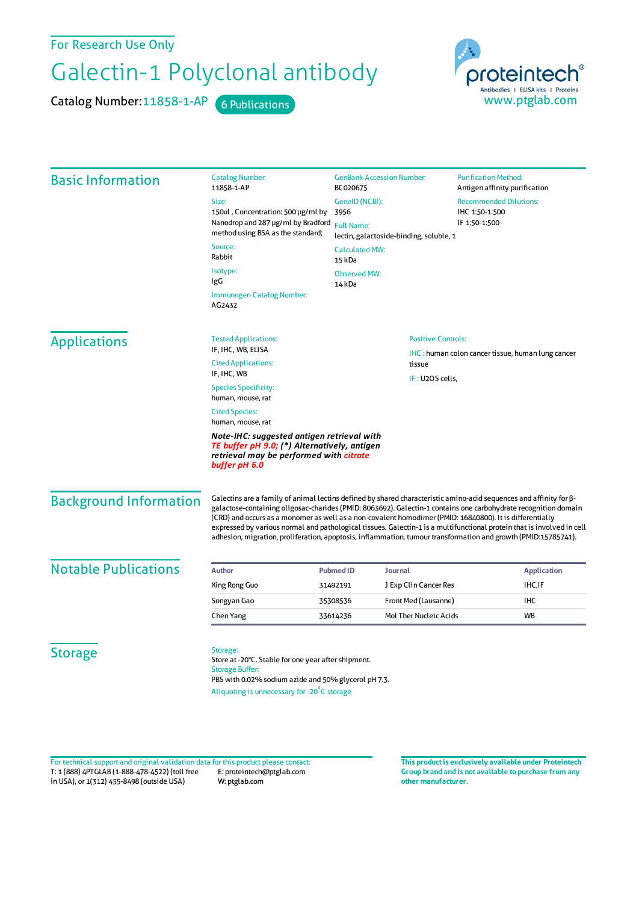For Research Use Only

# Galectin-1 Polyclonal antibody

Catalog Number: 11858-1-AP    6 Publications

proteintech® Antibodies | ELISA kits | Proteins
www.ptglab.com

## Basic Information

**Catalog Number:**
11858-1-AP

**Size:**
150ul , Concentration: 500 μg/ml by Nanodrop and 287 μg/ml by Bradford method using BSA as the standard;

**Source:**
Rabbit

**Isotype:**
IgG

**Immunogen Catalog Number:**
AG2432

**GenBank Accession Number:**
BC020675

**GeneID (NCBI):**
3956

**Full Name:**
lectin, galactoside-binding, soluble, 1

**Calculated MW:**
15 kDa

**Observed MW:**
14 kDa

**Purification Method:**
Antigen affinity purification

**Recommended Dilutions:**
IHC 1:50-1:500
IF 1:50-1:500

## Applications

**Tested Applications:**
IF, IHC, WB, ELISA

**Cited Applications:**
IF, IHC, WB

**Species Specificity:**
human, mouse, rat

**Cited Species:**
human, mouse, rat

***Note-IHC: suggested antigen retrieval with TE buffer pH 9.0; (\*) Alternatively, antigen retrieval may be performed with citrate buffer pH 6.0***

**Positive Controls:**

IHC : human colon cancer tissue, human lung cancer tissue

IF : U2OS cells,

## Background Information

Galectins are a family of animal lectins defined by shared characteristic amino-acid sequences and affinity for β-galactose-containing oligosac-charides (PMID: 8063692). Galectin-1 contains one carbohydrate recognition domain (CRD) and occurs as a monomer as well as a non-covalent homodimer (PMID: 16840800). It is differentially expressed by various normal and pathological tissues. Galectin-1 is a multifunctional protein that is involved in cell adhesion, migration, proliferation, apoptosis, inflammation, tumour transformation and growth (PMID:15785741).

## Notable Publications

| Author | Pubmed ID | Journal | Application |
|---|---|---|---|
| Xing Rong Guo | 31492191 | J Exp Clin Cancer Res | IHC,IF |
| Songyan Gao | 35308536 | Front Med (Lausanne) | IHC |
| Chen Yang | 33614236 | Mol Ther Nucleic Acids | WB |

## Storage

**Storage:**
Store at -20°C. Stable for one year after shipment.

**Storage Buffer:**
PBS with 0.02% sodium azide and 50% glycerol pH 7.3.

Aliquoting is unnecessary for -20°C storage

For technical support and original validation data for this product please contact:
T: 1 (888) 4PTGLAB (1-888-478-4522) (toll free in USA), or 1(312) 455-8498 (outside USA)
E: proteintech@ptglab.com
W: ptglab.com

**This product is exclusively available under Proteintech Group brand and is not available to purchase from any other manufacturer.**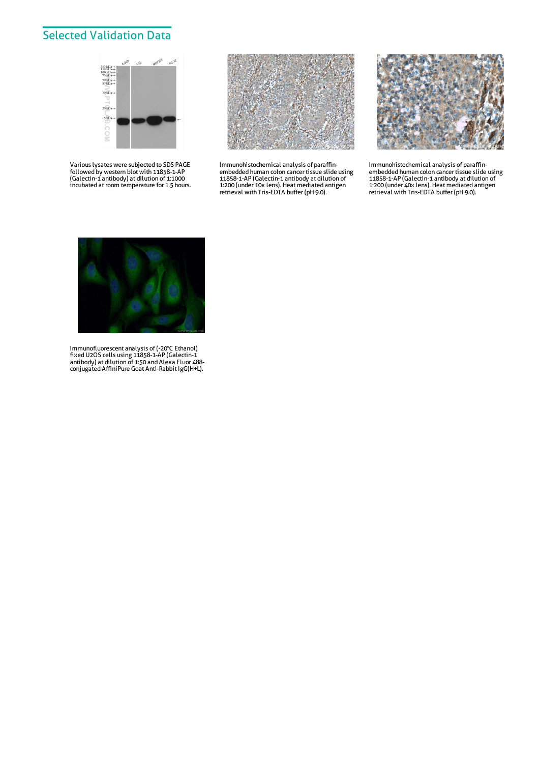## Selected Validation Data

Various lysates were subjected to SDS PAGE followed by western blot with 11858-1-AP (Galectin-1 antibody) at dilution of 1:1000 incubated at room temperature for 1.5 hours.

Immunohistochemical analysis of paraffin-embedded human colon cancer tissue slide using 11858-1-AP (Galectin-1 antibody at dilution of 1:200 (under 10x lens). Heat mediated antigen retrieval with Tris-EDTA buffer (pH 9.0).

Immunohistochemical analysis of paraffin-embedded human colon cancer tissue slide using 11858-1-AP (Galectin-1 antibody at dilution of 1:200 (under 40x lens). Heat mediated antigen retrieval with Tris-EDTA buffer (pH 9.0).

Immunofluorescent analysis of (-20°C Ethanol) fixed U2OS cells using 11858-1-AP (Galectin-1 antibody) at dilution of 1:50 and Alexa Fluor 488-conjugated AffiniPure Goat Anti-Rabbit IgG(H+L).